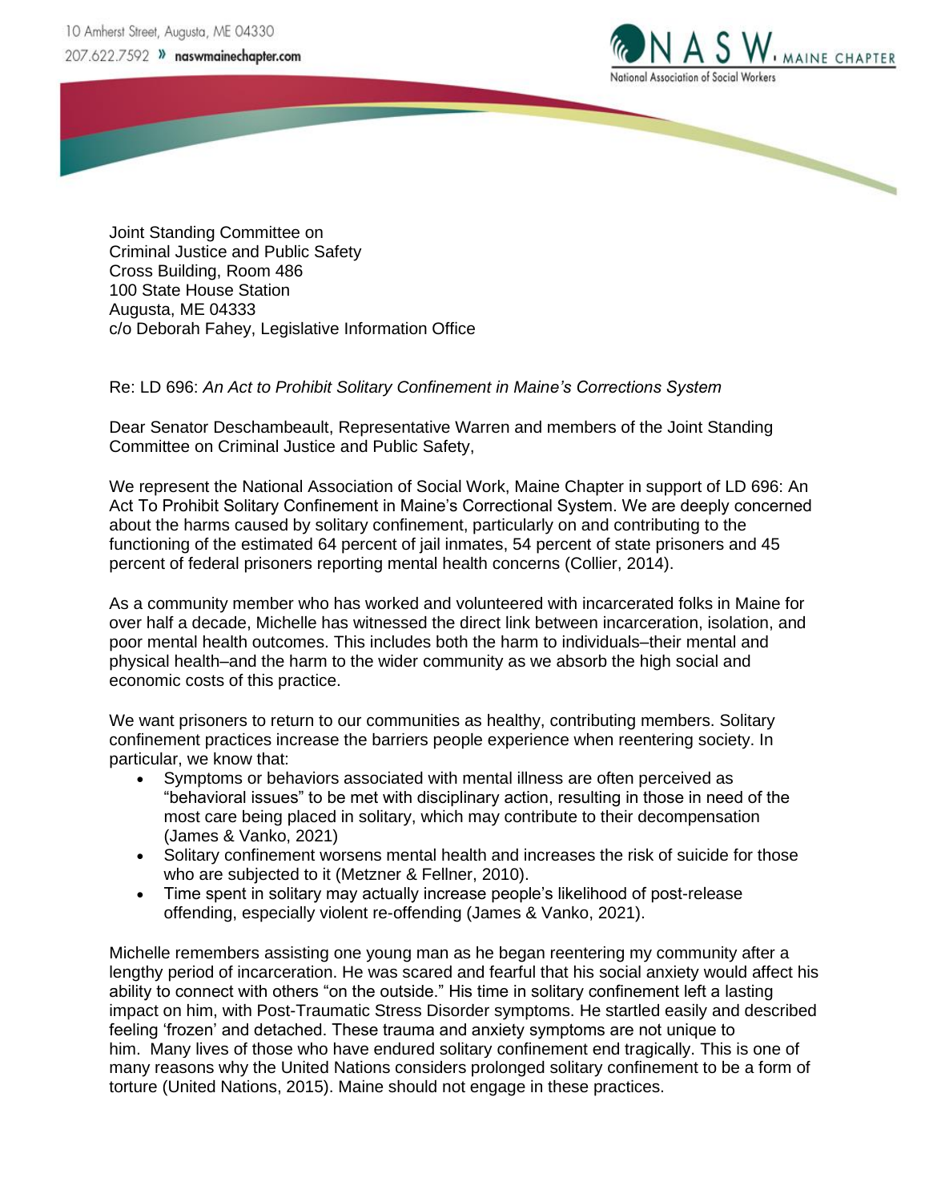10 Amherst Street, Augusta, ME 04330
207.622.7592 » naswmainechapter.com

NASW, MAINE CHAPTER
National Association of Social Workers

Joint Standing Committee on
Criminal Justice and Public Safety
Cross Building, Room 486
100 State House Station
Augusta, ME 04333
c/o Deborah Fahey, Legislative Information Office

Re: LD 696: *An Act to Prohibit Solitary Confinement in Maine's Corrections System*

Dear Senator Deschambeault, Representative Warren and members of the Joint Standing Committee on Criminal Justice and Public Safety,

We represent the National Association of Social Work, Maine Chapter in support of LD 696: An Act To Prohibit Solitary Confinement in Maine's Correctional System. We are deeply concerned about the harms caused by solitary confinement, particularly on and contributing to the functioning of the estimated 64 percent of jail inmates, 54 percent of state prisoners and 45 percent of federal prisoners reporting mental health concerns (Collier, 2014).

As a community member who has worked and volunteered with incarcerated folks in Maine for over half a decade, Michelle has witnessed the direct link between incarceration, isolation, and poor mental health outcomes. This includes both the harm to individuals–their mental and physical health–and the harm to the wider community as we absorb the high social and economic costs of this practice.

We want prisoners to return to our communities as healthy, contributing members. Solitary confinement practices increase the barriers people experience when reentering society. In particular, we know that:

- Symptoms or behaviors associated with mental illness are often perceived as "behavioral issues" to be met with disciplinary action, resulting in those in need of the most care being placed in solitary, which may contribute to their decompensation (James & Vanko, 2021)
- Solitary confinement worsens mental health and increases the risk of suicide for those who are subjected to it (Metzner & Fellner, 2010).
- Time spent in solitary may actually increase people's likelihood of post-release offending, especially violent re-offending (James & Vanko, 2021).

Michelle remembers assisting one young man as he began reentering my community after a lengthy period of incarceration. He was scared and fearful that his social anxiety would affect his ability to connect with others "on the outside." His time in solitary confinement left a lasting impact on him, with Post-Traumatic Stress Disorder symptoms. He startled easily and described feeling 'frozen' and detached. These trauma and anxiety symptoms are not unique to him. Many lives of those who have endured solitary confinement end tragically. This is one of many reasons why the United Nations considers prolonged solitary confinement to be a form of torture (United Nations, 2015). Maine should not engage in these practices.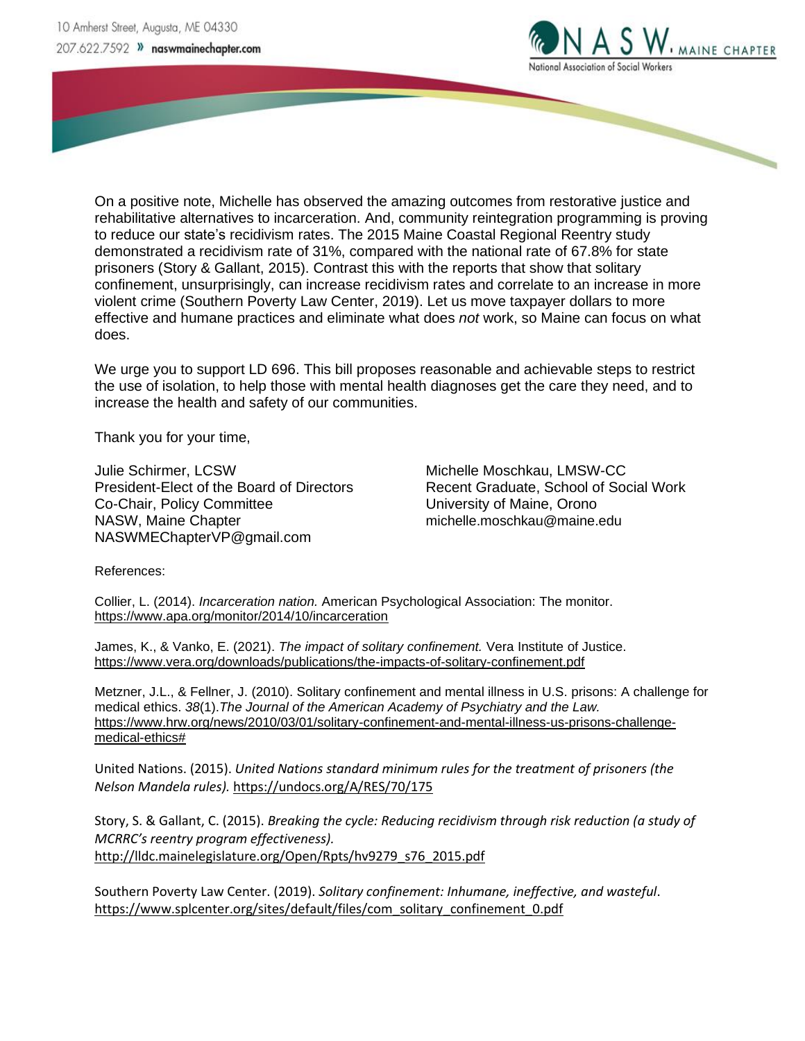On a positive note, Michelle has observed the amazing outcomes from restorative justice and rehabilitative alternatives to incarceration. And, community reintegration programming is proving to reduce our state's recidivism rates. The 2015 Maine Coastal Regional Reentry study demonstrated a recidivism rate of 31%, compared with the national rate of 67.8% for state prisoners (Story & Gallant, 2015). Contrast this with the reports that show that solitary confinement, unsurprisingly, can increase recidivism rates and correlate to an increase in more violent crime (Southern Poverty Law Center, 2019). Let us move taxpayer dollars to more effective and humane practices and eliminate what does *not* work, so Maine can focus on what does.

We urge you to support LD 696. This bill proposes reasonable and achievable steps to restrict the use of isolation, to help those with mental health diagnoses get the care they need, and to increase the health and safety of our communities.

Thank you for your time,

Julie Schirmer, LCSW
President-Elect of the Board of Directors
Co-Chair, Policy Committee
NASW, Maine Chapter
NASWMEChapterVP@gmail.com

Michelle Moschkau, LMSW-CC
Recent Graduate, School of Social Work
University of Maine, Orono
michelle.moschkau@maine.edu

References:

Collier, L. (2014). *Incarceration nation.* American Psychological Association: The monitor. https://www.apa.org/monitor/2014/10/incarceration

James, K., & Vanko, E. (2021). *The impact of solitary confinement.* Vera Institute of Justice. https://www.vera.org/downloads/publications/the-impacts-of-solitary-confinement.pdf

Metzner, J.L., & Fellner, J. (2010). Solitary confinement and mental illness in U.S. prisons: A challenge for medical ethics. *38*(1).*The Journal of the American Academy of Psychiatry and the Law.* https://www.hrw.org/news/2010/03/01/solitary-confinement-and-mental-illness-us-prisons-challenge-medical-ethics#

United Nations. (2015). *United Nations standard minimum rules for the treatment of prisoners (the Nelson Mandela rules).* https://undocs.org/A/RES/70/175

Story, S. & Gallant, C. (2015). *Breaking the cycle: Reducing recidivism through risk reduction (a study of MCRRC's reentry program effectiveness).* http://lldc.mainelegislature.org/Open/Rpts/hv9279_s76_2015.pdf

Southern Poverty Law Center. (2019). *Solitary confinement: Inhumane, ineffective, and wasteful*. https://www.splcenter.org/sites/default/files/com_solitary_confinement_0.pdf